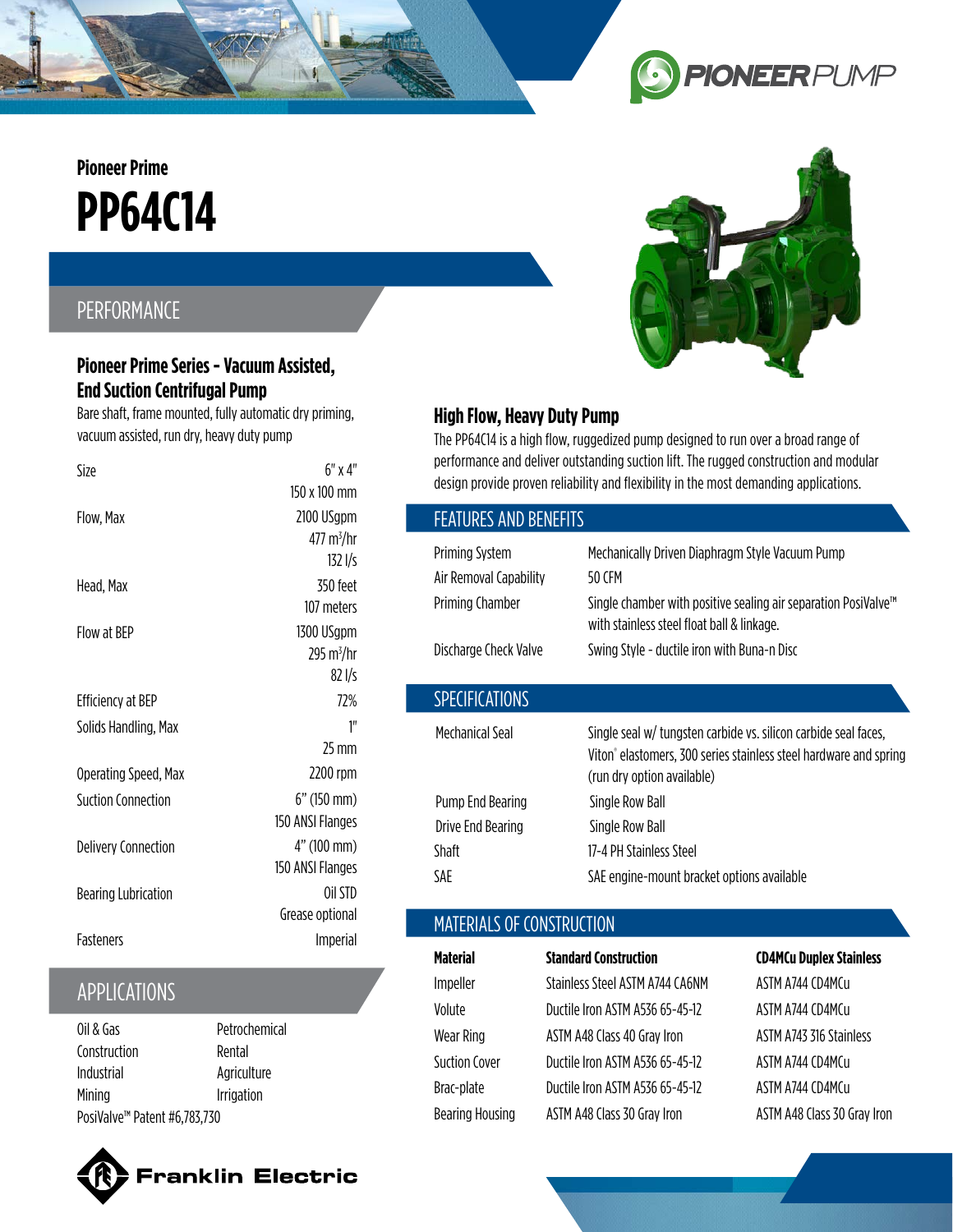Pioneer Prime

# PP64C14

## PERFORMANCE

### Pioneer Prime Series - Vacuum Assisted, End Suction Centrifugal Pump

Bare shaft, frame mounted, fully automatic dry priming, vacuum assisted, run dry, heavy duty pump

| | |
|---|---|
| Size | 6" x 4"<br>150 x 100 mm |
| Flow, Max | 2100 USgpm<br>477 m³/hr<br>132 l/s |
| Head, Max | 350 feet<br>107 meters |
| Flow at BEP | 1300 USgpm<br>295 m³/hr<br>82 l/s |
| Efficiency at BEP | 72% |
| Solids Handling, Max | 1"<br>25 mm |
| Operating Speed, Max | 2200 rpm |
| Suction Connection | 6" (150 mm)<br>150 ANSI Flanges |
| Delivery Connection | 4" (100 mm)<br>150 ANSI Flanges |
| Bearing Lubrication | Oil STD<br>Grease optional |
| Fasteners | Imperial |

## APPLICATIONS

| | |
|---|---|
| Oil & Gas | Petrochemical |
| Construction | Rental |
| Industrial | Agriculture |
| Mining | Irrigation |

PosiValve™ Patent #6,783,730

### High Flow, Heavy Duty Pump

The PP64C14 is a high flow, ruggedized pump designed to run over a broad range of performance and deliver outstanding suction lift. The rugged construction and modular design provide proven reliability and flexibility in the most demanding applications.

## FEATURES AND BENEFITS

| | |
|---|---|
| Priming System | Mechanically Driven Diaphragm Style Vacuum Pump |
| Air Removal Capability | 50 CFM |
| Priming Chamber | Single chamber with positive sealing air separation PosiValve™ with stainless steel float ball & linkage. |
| Discharge Check Valve | Swing Style - ductile iron with Buna-n Disc |

## SPECIFICATIONS

| | |
|---|---|
| Mechanical Seal | Single seal w/ tungsten carbide vs. silicon carbide seal faces, Viton® elastomers, 300 series stainless steel hardware and spring (run dry option available) |
| Pump End Bearing | Single Row Ball |
| Drive End Bearing | Single Row Ball |
| Shaft | 17-4 PH Stainless Steel |
| SAE | SAE engine-mount bracket options available |

## MATERIALS OF CONSTRUCTION

| Material | Standard Construction | CD4MCu Duplex Stainless |
|---|---|---|
| Impeller | Stainless Steel ASTM A744 CA6NM | ASTM A744 CD4MCu |
| Volute | Ductile Iron ASTM A536 65-45-12 | ASTM A744 CD4MCu |
| Wear Ring | ASTM A48 Class 40 Gray Iron | ASTM A743 316 Stainless |
| Suction Cover | Ductile Iron ASTM A536 65-45-12 | ASTM A744 CD4MCu |
| Brac-plate | Ductile Iron ASTM A536 65-45-12 | ASTM A744 CD4MCu |
| Bearing Housing | ASTM A48 Class 30 Gray Iron | ASTM A48 Class 30 Gray Iron |

Franklin Electric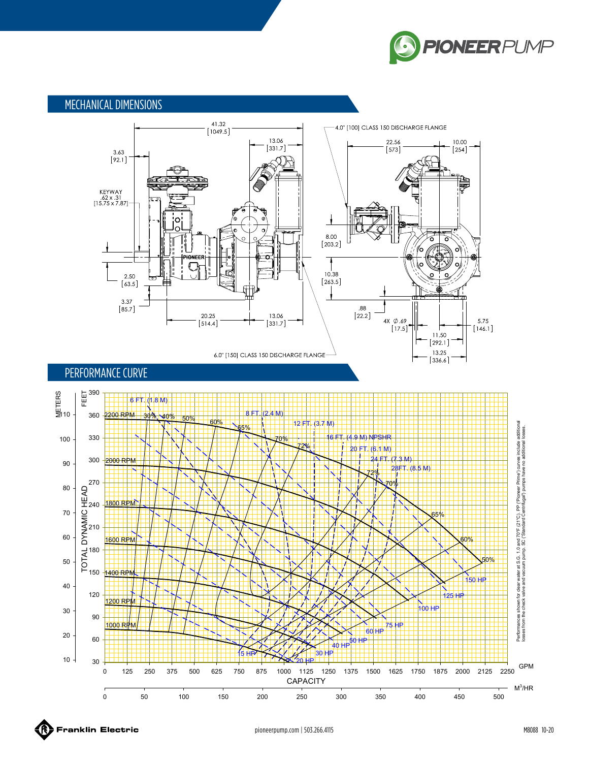## MECHANICAL DIMENSIONS

41.32
[1049.5]

13.06
[331.7]

3.63
[92.1]

KEYWAY
.62 x .31
[15.75 x 7.87]

2.50
[63.5]

3.37
[85.7]

20.25
[514.4]

13.06
[331.7]

4.0" [100] CLASS 150 DISCHARGE FLANGE

22.56
[573]

10.00
[254]

8.00
[203.2]

10.38
[263.5]

.88
[22.2]

4X ∅ .69
[17.5]

5.75
[146.1]

11.50
[292.1]

13.25
[336.6]

6.0" [150] CLASS 150 DISCHARGE FLANGE

## PERFORMANCE CURVE

METERS
FEET
TOTAL DYNAMIC HEAD

2200 RPM
2000 RPM
1800 RPM
1600 RPM
1400 RPM
1200 RPM
1000 RPM

30% 40% 50% 60% 65% 70% 72% 72% 70% 65% 60% 50%

6 FT. (1.8 M)
8 FT. (2.4 M)
12 FT. (3.7 M)
16 FT. (4.9 M) NPSHR
20 FT. (6.1 M)
24 FT. (7.3 M)
28FT. (8.5 M)

15 HP
20 HP
30 HP
40 HP
50 HP
60 HP
75 HP
100 HP
125 HP
150 HP

CAPACITY
GPM
M³/HR

Performances shown for clear water at S.G. 1.0 and 70°F (21°C). PP (Pioneer Prime®) curves include additional losses from the check valve and vacuum pump. SC (Standard Centrifugal) pumps have no additional losses.

pioneerpump.com | 503.266.4115

M8088 10-20